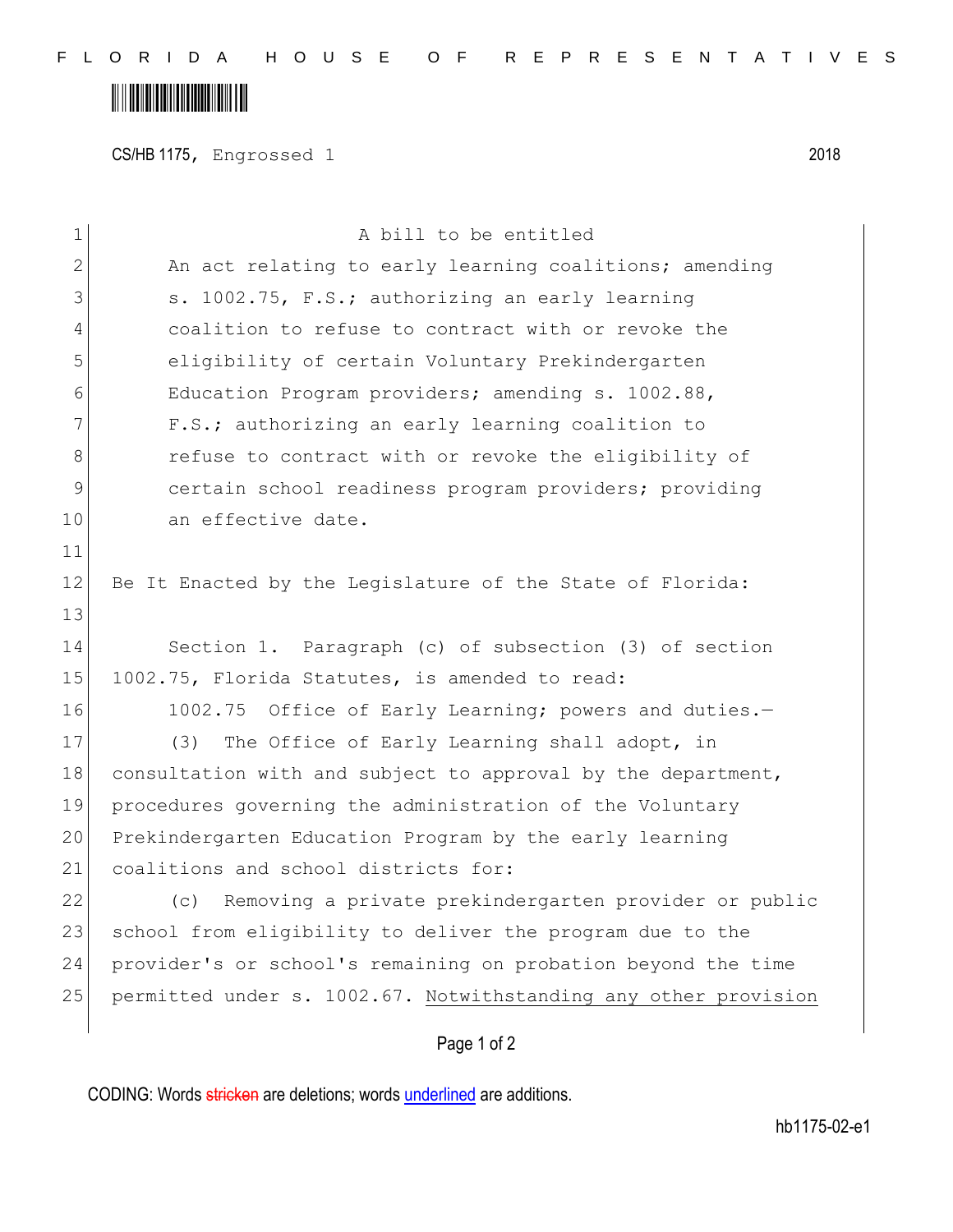CS/HB 1175, Engrossed 1 2018

A bill to be entitled

An act relating to early learning coalitions; amending s. 1002.75, F.S.; authorizing an early learning coalition to refuse to contract with or revoke the eligibility of certain Voluntary Prekindergarten Education Program providers; amending s. 1002.88, F.S.; authorizing an early learning coalition to refuse to contract with or revoke the eligibility of certain school readiness program providers; providing an effective date.

Be It Enacted by the Legislature of the State of Florida:

Section 1. Paragraph (c) of subsection (3) of section 1002.75, Florida Statutes, is amended to read:

1002.75 Office of Early Learning; powers and duties.—

(3) The Office of Early Learning shall adopt, in consultation with and subject to approval by the department, procedures governing the administration of the Voluntary Prekindergarten Education Program by the early learning coalitions and school districts for:

(c) Removing a private prekindergarten provider or public school from eligibility to deliver the program due to the provider's or school's remaining on probation beyond the time permitted under s. 1002.67. Notwithstanding any other provision

CODING: Words ~~stricken~~ are deletions; words underlined are additions.

hb1175-02-e1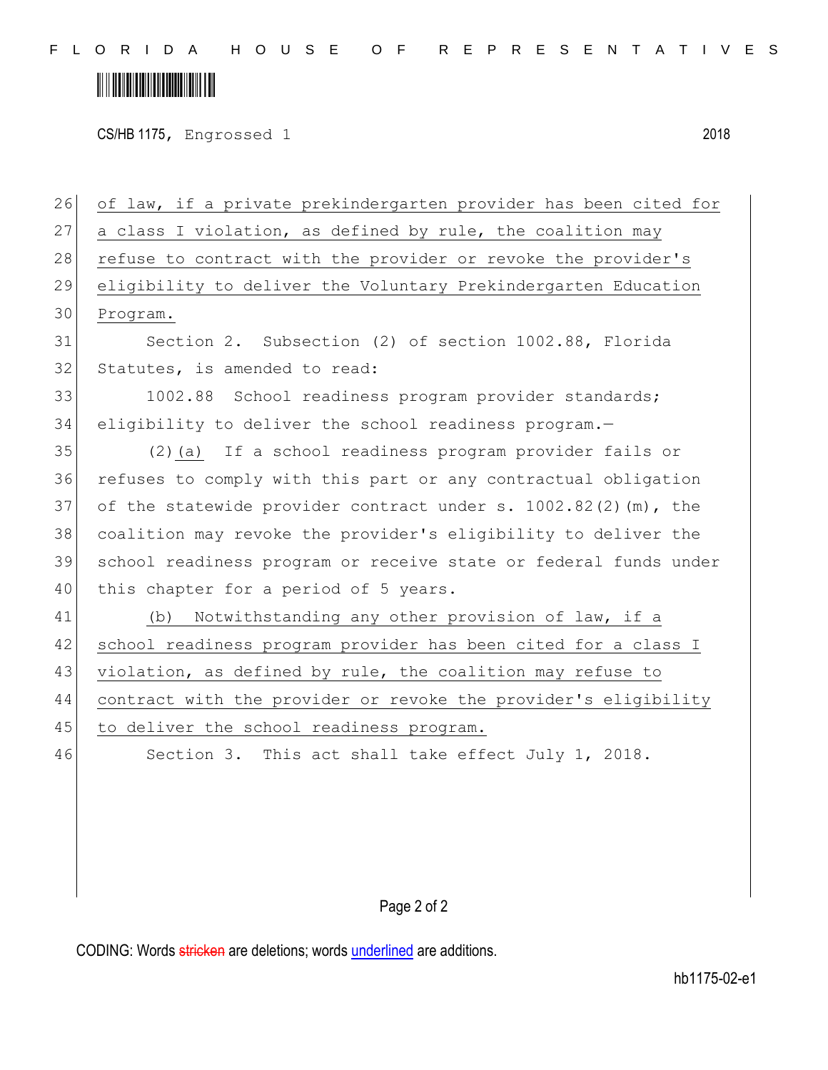of law, if a private prekindergarten provider has been cited for a class I violation, as defined by rule, the coalition may refuse to contract with the provider or revoke the provider's eligibility to deliver the Voluntary Prekindergarten Education Program.

Section 2. Subsection (2) of section 1002.88, Florida Statutes, is amended to read:

1002.88 School readiness program provider standards; eligibility to deliver the school readiness program.—

(2)(a) If a school readiness program provider fails or refuses to comply with this part or any contractual obligation of the statewide provider contract under s. 1002.82(2)(m), the coalition may revoke the provider's eligibility to deliver the school readiness program or receive state or federal funds under this chapter for a period of 5 years.

(b) Notwithstanding any other provision of law, if a school readiness program provider has been cited for a class I violation, as defined by rule, the coalition may refuse to contract with the provider or revoke the provider's eligibility to deliver the school readiness program.

Section 3. This act shall take effect July 1, 2018.

CODING: Words stricken are deletions; words underlined are additions.